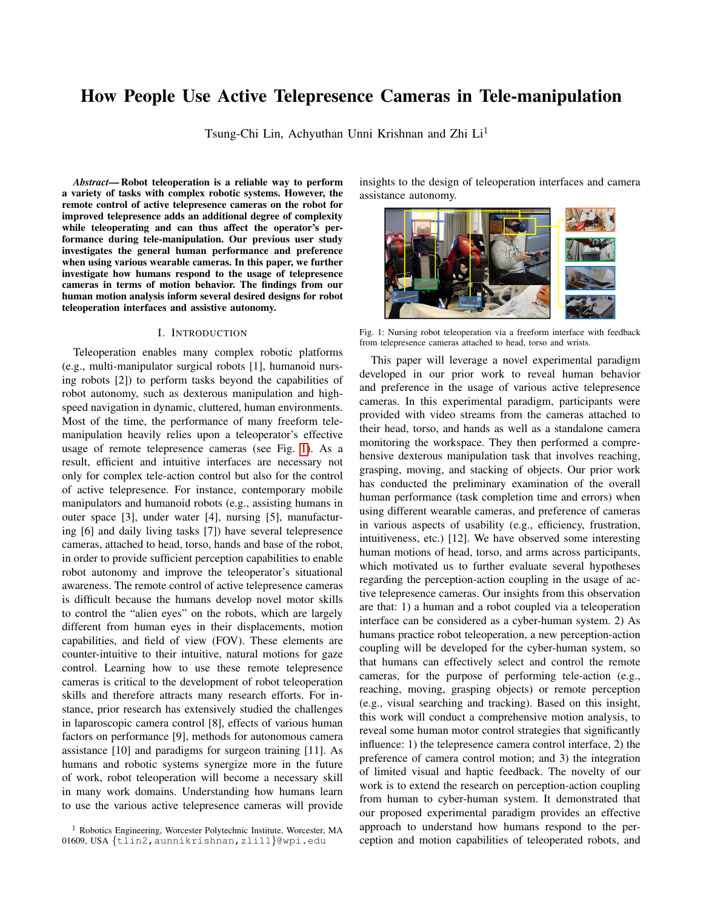# How People Use Active Telepresence Cameras in Tele-manipulation

Tsung-Chi Lin, Achyuthan Unni Krishnan and Zhi Li[1]

***Abstract*— Robot teleoperation is a reliable way to perform a variety of tasks with complex robotic systems. However, the remote control of active telepresence cameras on the robot for improved telepresence adds an additional degree of complexity while teleoperating and can thus affect the operator's performance during tele-manipulation. Our previous user study investigates the general human performance and preference when using various wearable cameras. In this paper, we further investigate how humans respond to the usage of telepresence cameras in terms of motion behavior. The findings from our human motion analysis inform several desired designs for robot teleoperation interfaces and assistive autonomy.**

## I. Introduction

Teleoperation enables many complex robotic platforms (e.g., multi-manipulator surgical robots [1], humanoid nursing robots [2]) to perform tasks beyond the capabilities of robot autonomy, such as dexterous manipulation and high-speed navigation in dynamic, cluttered, human environments. Most of the time, the performance of many freeform tele-manipulation heavily relies upon a teleoperator's effective usage of remote telepresence cameras (see Fig. 1). As a result, efficient and intuitive interfaces are necessary not only for complex tele-action control but also for the control of active telepresence. For instance, contemporary mobile manipulators and humanoid robots (e.g., assisting humans in outer space [3], under water [4], nursing [5], manufacturing [6] and daily living tasks [7]) have several telepresence cameras, attached to head, torso, hands and base of the robot, in order to provide sufficient perception capabilities to enable robot autonomy and improve the teleoperator's situational awareness. The remote control of active telepresence cameras is difficult because the humans develop novel motor skills to control the "alien eyes" on the robots, which are largely different from human eyes in their displacements, motion capabilities, and field of view (FOV). These elements are counter-intuitive to their intuitive, natural motions for gaze control. Learning how to use these remote telepresence cameras is critical to the development of robot teleoperation skills and therefore attracts many research efforts. For instance, prior research has extensively studied the challenges in laparoscopic camera control [8], effects of various human factors on performance [9], methods for autonomous camera assistance [10] and paradigms for surgeon training [11]. As humans and robotic systems synergize more in the future of work, robot teleoperation will become a necessary skill in many work domains. Understanding how humans learn to use the various active telepresence cameras will provide insights to the design of teleoperation interfaces and camera assistance autonomy.

Fig. 1: Nursing robot teleoperation via a freeform interface with feedback from telepresence cameras attached to head, torso and wrists.

This paper will leverage a novel experimental paradigm developed in our prior work to reveal human behavior and preference in the usage of various active telepresence cameras. In this experimental paradigm, participants were provided with video streams from the cameras attached to their head, torso, and hands as well as a standalone camera monitoring the workspace. They then performed a comprehensive dexterous manipulation task that involves reaching, grasping, moving, and stacking of objects. Our prior work has conducted the preliminary examination of the overall human performance (task completion time and errors) when using different wearable cameras, and preference of cameras in various aspects of usability (e.g., efficiency, frustration, intuitiveness, etc.) [12]. We have observed some interesting human motions of head, torso, and arms across participants, which motivated us to further evaluate several hypotheses regarding the perception-action coupling in the usage of active telepresence cameras. Our insights from this observation are that: 1) a human and a robot coupled via a teleoperation interface can be considered as a cyber-human system. 2) As humans practice robot teleoperation, a new perception-action coupling will be developed for the cyber-human system, so that humans can effectively select and control the remote cameras, for the purpose of performing tele-action (e.g., reaching, moving, grasping objects) or remote perception (e.g., visual searching and tracking). Based on this insight, this work will conduct a comprehensive motion analysis, to reveal some human motor control strategies that significantly influence: 1) the telepresence camera control interface, 2) the preference of camera control motion; and 3) the integration of limited visual and haptic feedback. The novelty of our work is to extend the research on perception-action coupling from human to cyber-human system. It demonstrated that our proposed experimental paradigm provides an effective approach to understand how humans respond to the perception and motion capabilities of teleoperated robots, and

[1] Robotics Engineering, Worcester Polytechnic Institute, Worcester, MA 01609, USA {tlin2,aunnikrishnan,zli11}@wpi.edu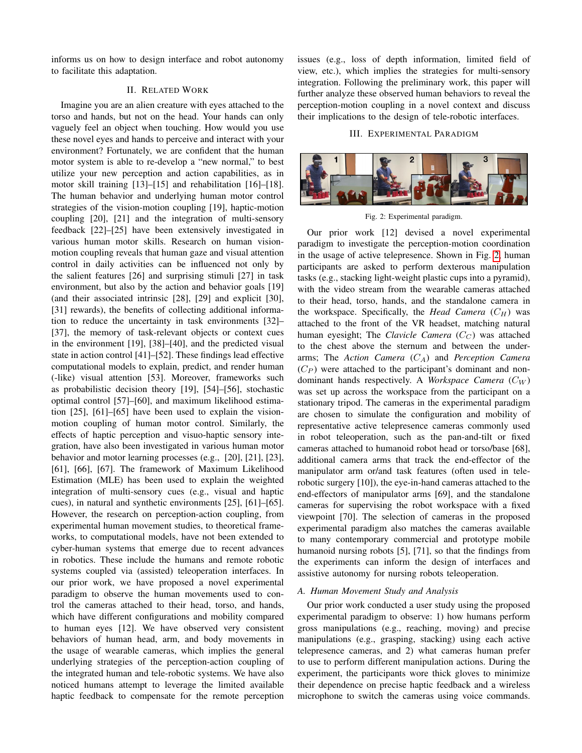informs us on how to design interface and robot autonomy to facilitate this adaptation.

## II. Related Work

Imagine you are an alien creature with eyes attached to the torso and hands, but not on the head. Your hands can only vaguely feel an object when touching. How would you use these novel eyes and hands to perceive and interact with your environment? Fortunately, we are confident that the human motor system is able to re-develop a "new normal," to best utilize your new perception and action capabilities, as in motor skill training [13]–[15] and rehabilitation [16]–[18]. The human behavior and underlying human motor control strategies of the vision-motion coupling [19], haptic-motion coupling [20], [21] and the integration of multi-sensory feedback [22]–[25] have been extensively investigated in various human motor skills. Research on human vision-motion coupling reveals that human gaze and visual attention control in daily activities can be influenced not only by the salient features [26] and surprising stimuli [27] in task environment, but also by the action and behavior goals [19] (and their associated intrinsic [28], [29] and explicit [30], [31] rewards), the benefits of collecting additional information to reduce the uncertainty in task environments [32]–[37], the memory of task-relevant objects or context cues in the environment [19], [38]–[40], and the predicted visual state in action control [41]–[52]. These findings lead effective computational models to explain, predict, and render human (-like) visual attention [53]. Moreover, frameworks such as probabilistic decision theory [19], [54]–[56], stochastic optimal control [57]–[60], and maximum likelihood estimation [25], [61]–[65] have been used to explain the vision-motion coupling of human motor control. Similarly, the effects of haptic perception and visuo-haptic sensory integration, have also been investigated in various human motor behavior and motor learning processes (e.g., [20], [21], [23], [61], [66], [67]. The framework of Maximum Likelihood Estimation (MLE) has been used to explain the weighted integration of multi-sensory cues (e.g., visual and haptic cues), in natural and synthetic environments [25], [61]–[65]. However, the research on perception-action coupling, from experimental human movement studies, to theoretical frameworks, to computational models, have not been extended to cyber-human systems that emerge due to recent advances in robotics. These include the humans and remote robotic systems coupled via (assisted) teleoperation interfaces. In our prior work, we have proposed a novel experimental paradigm to observe the human movements used to control the cameras attached to their head, torso, and hands, which have different configurations and mobility compared to human eyes [12]. We have observed very consistent behaviors of human head, arm, and body movements in the usage of wearable cameras, which implies the general underlying strategies of the perception-action coupling of the integrated human and tele-robotic systems. We have also noticed humans attempt to leverage the limited available haptic feedback to compensate for the remote perception issues (e.g., loss of depth information, limited field of view, etc.), which implies the strategies for multi-sensory integration. Following the preliminary work, this paper will further analyze these observed human behaviors to reveal the perception-motion coupling in a novel context and discuss their implications to the design of tele-robotic interfaces.

## III. Experimental Paradigm

Fig. 2: Experimental paradigm.

Our prior work [12] devised a novel experimental paradigm to investigate the perception-motion coordination in the usage of active telepresence. Shown in Fig. 2, human participants are asked to perform dexterous manipulation tasks (e.g., stacking light-weight plastic cups into a pyramid), with the video stream from the wearable cameras attached to their head, torso, hands, and the standalone camera in the workspace. Specifically, the *Head Camera* ($C_H$) was attached to the front of the VR headset, matching natural human eyesight; The *Clavicle Camera* ($C_C$) was attached to the chest above the sternum and between the under-arms; The *Action Camera* ($C_A$) and *Perception Camera* ($C_P$) were attached to the participant's dominant and non-dominant hands respectively. A *Workspace Camera* ($C_W$) was set up across the workspace from the participant on a stationary tripod. The cameras in the experimental paradigm are chosen to simulate the configuration and mobility of alternative telepresence cameras commonly used in robot teleoperation, such as the pan-and-tilt or fixed cameras attached to humanoid robot head or torso/base [68], additional camera arms that track the end-effector of the manipulator arm or/and task features (often used in tele-robotic surgery [10]), the eye-in-hand cameras attached to the end-effectors of manipulator arms [69], and the standalone cameras for supervising the robot workspace with a fixed viewpoint [70]. The selection of cameras in the proposed experimental paradigm also matches the cameras available to many contemporary commercial and prototype mobile humanoid nursing robots [5], [71], so that the findings from the experiments can inform the design of interfaces and assistive autonomy for nursing robots teleoperation.

### A. Human Movement Study and Analysis

Our prior work conducted a user study using the proposed experimental paradigm to observe: 1) how humans perform gross manipulations (e.g., reaching, moving) and precise manipulations (e.g., grasping, stacking) using each active telepresence cameras, and 2) what cameras human prefer to use to perform different manipulation actions. During the experiment, the participants wore thick gloves to minimize their dependence on precise haptic feedback and a wireless microphone to switch the cameras using voice commands.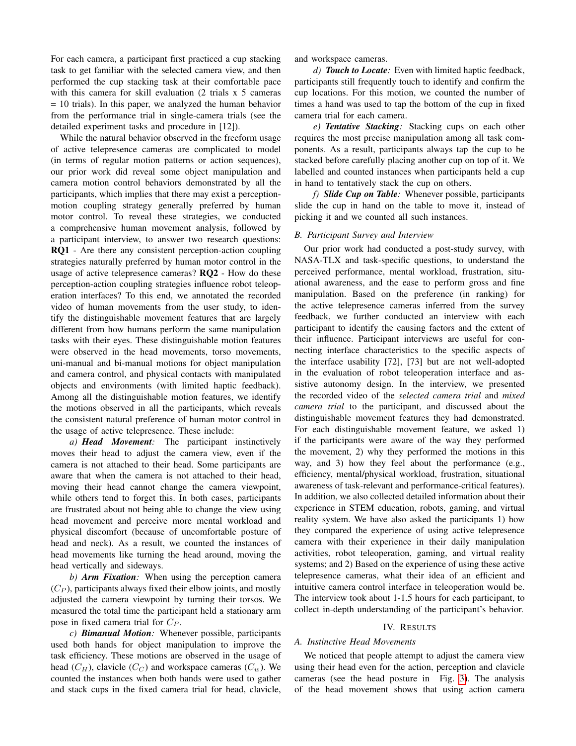For each camera, a participant first practiced a cup stacking task to get familiar with the selected camera view, and then performed the cup stacking task at their comfortable pace with this camera for skill evaluation (2 trials x 5 cameras = 10 trials). In this paper, we analyzed the human behavior from the performance trial in single-camera trials (see the detailed experiment tasks and procedure in [12]).

While the natural behavior observed in the freeform usage of active telepresence cameras are complicated to model (in terms of regular motion patterns or action sequences), our prior work did reveal some object manipulation and camera motion control behaviors demonstrated by all the participants, which implies that there may exist a perception-motion coupling strategy generally preferred by human motor control. To reveal these strategies, we conducted a comprehensive human movement analysis, followed by a participant interview, to answer two research questions: **RQ1** - Are there any consistent perception-action coupling strategies naturally preferred by human motor control in the usage of active telepresence cameras? **RQ2** - How do these perception-action coupling strategies influence robot teleoperation interfaces? To this end, we annotated the recorded video of human movements from the user study, to identify the distinguishable movement features that are largely different from how humans perform the same manipulation tasks with their eyes. These distinguishable motion features were observed in the head movements, torso movements, uni-manual and bi-manual motions for object manipulation and camera control, and physical contacts with manipulated objects and environments (with limited haptic feedback). Among all the distinguishable motion features, we identify the motions observed in all the participants, which reveals the consistent natural preference of human motor control in the usage of active telepresence. These include:

*a) **Head Movement**:* The participant instinctively moves their head to adjust the camera view, even if the camera is not attached to their head. Some participants are aware that when the camera is not attached to their head, moving their head cannot change the camera viewpoint, while others tend to forget this. In both cases, participants are frustrated about not being able to change the view using head movement and perceive more mental workload and physical discomfort (because of uncomfortable posture of head and neck). As a result, we counted the instances of head movements like turning the head around, moving the head vertically and sideways.

*b) **Arm Fixation**:* When using the perception camera ($C_P$), participants always fixed their elbow joints, and mostly adjusted the camera viewpoint by turning their torsos. We measured the total time the participant held a stationary arm pose in fixed camera trial for $C_P$.

*c) **Bimanual Motion**:* Whenever possible, participants used both hands for object manipulation to improve the task efficiency. These motions are observed in the usage of head ($C_H$), clavicle ($C_C$) and workspace cameras ($C_w$). We counted the instances when both hands were used to gather and stack cups in the fixed camera trial for head, clavicle, and workspace cameras.

*d) **Touch to Locate**:* Even with limited haptic feedback, participants still frequently touch to identify and confirm the cup locations. For this motion, we counted the number of times a hand was used to tap the bottom of the cup in fixed camera trial for each camera.

*e) **Tentative Stacking**:* Stacking cups on each other requires the most precise manipulation among all task components. As a result, participants always tap the cup to be stacked before carefully placing another cup on top of it. We labelled and counted instances when participants held a cup in hand to tentatively stack the cup on others.

*f) **Slide Cup on Table**:* Whenever possible, participants slide the cup in hand on the table to move it, instead of picking it and we counted all such instances.

### B. Participant Survey and Interview

Our prior work had conducted a post-study survey, with NASA-TLX and task-specific questions, to understand the perceived performance, mental workload, frustration, situational awareness, and the ease to perform gross and fine manipulation. Based on the preference (in ranking) for the active telepresence cameras inferred from the survey feedback, we further conducted an interview with each participant to identify the causing factors and the extent of their influence. Participant interviews are useful for connecting interface characteristics to the specific aspects of the interface usability [72], [73] but are not well-adopted in the evaluation of robot teleoperation interface and assistive autonomy design. In the interview, we presented the recorded video of the *selected camera trial* and *mixed camera trial* to the participant, and discussed about the distinguishable movement features they had demonstrated. For each distinguishable movement feature, we asked 1) if the participants were aware of the way they performed the movement, 2) why they performed the motions in this way, and 3) how they feel about the performance (e.g., efficiency, mental/physical workload, frustration, situational awareness of task-relevant and performance-critical features). In addition, we also collected detailed information about their experience in STEM education, robots, gaming, and virtual reality system. We have also asked the participants 1) how they compared the experience of using active telepresence camera with their experience in their daily manipulation activities, robot teleoperation, gaming, and virtual reality systems; and 2) Based on the experience of using these active telepresence cameras, what their idea of an efficient and intuitive camera control interface in teleoperation would be. The interview took about 1-1.5 hours for each participant, to collect in-depth understanding of the participant's behavior.

## IV. Results

### A. Instinctive Head Movements

We noticed that people attempt to adjust the camera view using their head even for the action, perception and clavicle cameras (see the head posture in Fig. 3). The analysis of the head movement shows that using action camera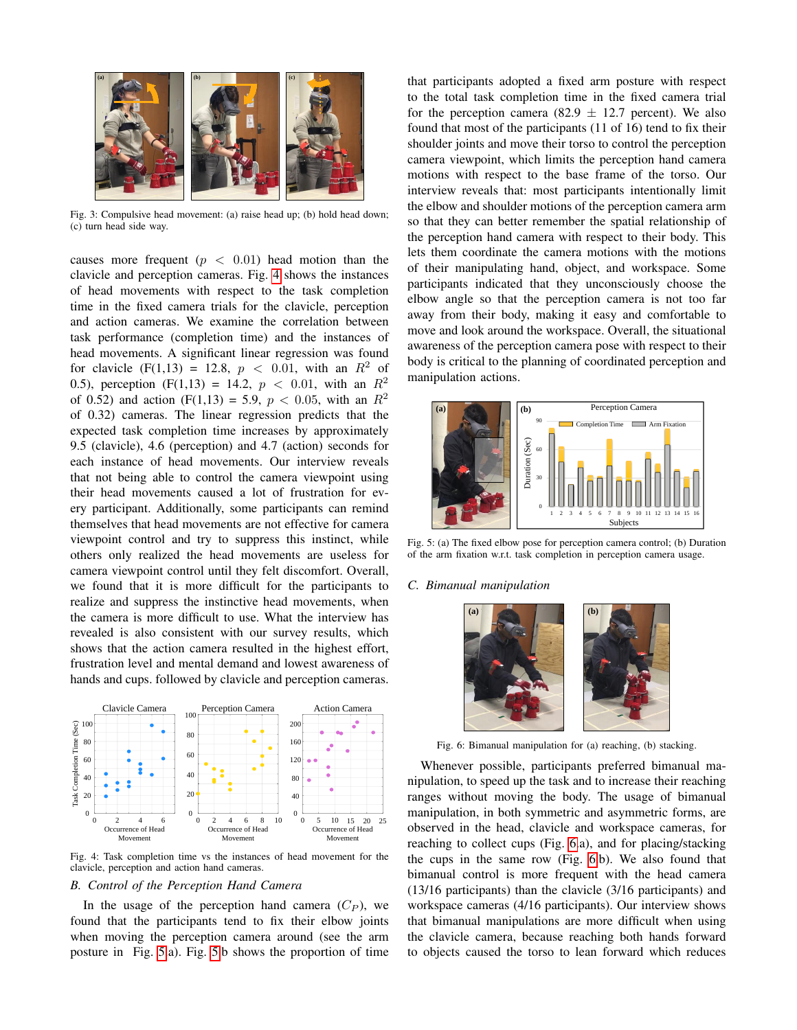Fig. 3: Compulsive head movement: (a) raise head up; (b) hold head down; (c) turn head side way.

causes more frequent ($p < 0.01$) head motion than the clavicle and perception cameras. Fig. 4 shows the instances of head movements with respect to the task completion time in the fixed camera trials for the clavicle, perception and action cameras. We examine the correlation between task performance (completion time) and the instances of head movements. A significant linear regression was found for clavicle ($F(1,13) = 12.8$, $p < 0.01$, with an $R^2$ of 0.5), perception ($F(1,13) = 14.2$, $p < 0.01$, with an $R^2$ of 0.52) and action ($F(1,13) = 5.9$, $p < 0.05$, with an $R^2$ of 0.32) cameras. The linear regression predicts that the expected task completion time increases by approximately 9.5 (clavicle), 4.6 (perception) and 4.7 (action) seconds for each instance of head movements. Our interview reveals that not being able to control the camera viewpoint using their head movements caused a lot of frustration for every participant. Additionally, some participants can remind themselves that head movements are not effective for camera viewpoint control and try to suppress this instinct, while others only realized the head movements are useless for camera viewpoint control until they felt discomfort. Overall, we found that it is more difficult for the participants to realize and suppress the instinctive head movements, when the camera is more difficult to use. What the interview has revealed is also consistent with our survey results, which shows that the action camera resulted in the highest effort, frustration level and mental demand and lowest awareness of hands and cups. followed by clavicle and perception cameras.

Fig. 4: Task completion time vs the instances of head movement for the clavicle, perception and action hand cameras.

### B. Control of the Perception Hand Camera

In the usage of the perception hand camera ($C_P$), we found that the participants tend to fix their elbow joints when moving the perception camera around (see the arm posture in Fig. 5a). Fig. 5b shows the proportion of time that participants adopted a fixed arm posture with respect to the total task completion time in the fixed camera trial for the perception camera (82.9 ± 12.7 percent). We also found that most of the participants (11 of 16) tend to fix their shoulder joints and move their torso to control the perception camera viewpoint, which limits the perception hand camera motions with respect to the base frame of the torso. Our interview reveals that: most participants intentionally limit the elbow and shoulder motions of the perception camera arm so that they can better remember the spatial relationship of the perception hand camera with respect to their body. This lets them coordinate the camera motions with the motions of their manipulating hand, object, and workspace. Some participants indicated that they unconsciously choose the elbow angle so that the perception camera is not too far away from their body, making it easy and comfortable to move and look around the workspace. Overall, the situational awareness of the perception camera pose with respect to their body is critical to the planning of coordinated perception and manipulation actions.

Fig. 5: (a) The fixed elbow pose for perception camera control; (b) Duration of the arm fixation w.r.t. task completion in perception camera usage.

### C. Bimanual manipulation

Fig. 6: Bimanual manipulation for (a) reaching, (b) stacking.

Whenever possible, participants preferred bimanual manipulation, to speed up the task and to increase their reaching ranges without moving the body. The usage of bimanual manipulation, in both symmetric and asymmetric forms, are observed in the head, clavicle and workspace cameras, for reaching to collect cups (Fig. 6a), and for placing/stacking the cups in the same row (Fig. 6b). We also found that bimanual control is more frequent with the head camera (13/16 participants) than the clavicle (3/16 participants) and workspace cameras (4/16 participants). Our interview shows that bimanual manipulations are more difficult when using the clavicle camera, because reaching both hands forward to objects caused the torso to lean forward which reduces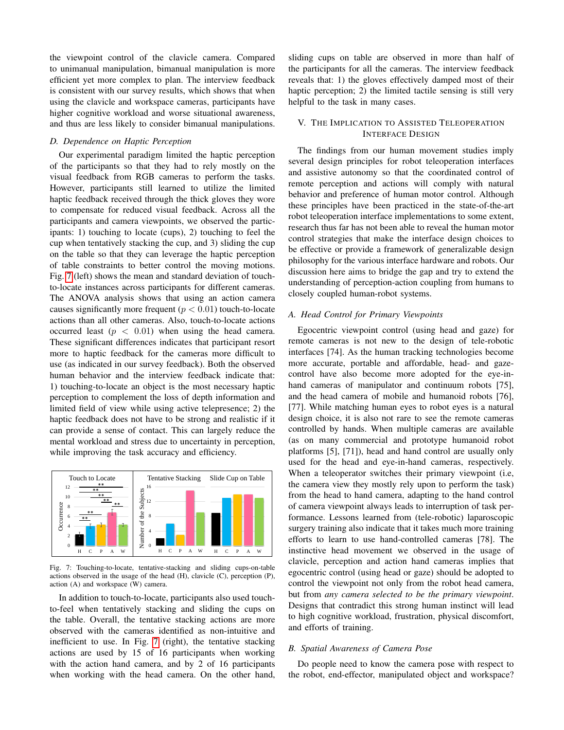the viewpoint control of the clavicle camera. Compared to unimanual manipulation, bimanual manipulation is more efficient yet more complex to plan. The interview feedback is consistent with our survey results, which shows that when using the clavicle and workspace cameras, participants have higher cognitive workload and worse situational awareness, and thus are less likely to consider bimanual manipulations.

### D. Dependence on Haptic Perception

Our experimental paradigm limited the haptic perception of the participants so that they had to rely mostly on the visual feedback from RGB cameras to perform the tasks. However, participants still learned to utilize the limited haptic feedback received through the thick gloves they wore to compensate for reduced visual feedback. Across all the participants and camera viewpoints, we observed the participants: 1) touching to locate (cups), 2) touching to feel the cup when tentatively stacking the cup, and 3) sliding the cup on the table so that they can leverage the haptic perception of table constraints to better control the moving motions. Fig. 7 (left) shows the mean and standard deviation of touch-to-locate instances across participants for different cameras. The ANOVA analysis shows that using an action camera causes significantly more frequent ($p < 0.01$) touch-to-locate actions than all other cameras. Also, touch-to-locate actions occurred least ($p < 0.01$) when using the head camera. These significant differences indicates that participant resort more to haptic feedback for the cameras more difficult to use (as indicated in our survey feedback). Both the observed human behavior and the interview feedback indicate that: 1) touching-to-locate an object is the most necessary haptic perception to complement the loss of depth information and limited field of view while using active telepresence; 2) the haptic feedback does not have to be strong and realistic if it can provide a sense of contact. This can largely reduce the mental workload and stress due to uncertainty in perception, while improving the task accuracy and efficiency.

Fig. 7: Touching-to-locate, tentative-stacking and sliding cups-on-table actions observed in the usage of the head (H), clavicle (C), perception (P), action (A) and workspace (W) camera.

In addition to touch-to-locate, participants also used touch-to-feel when tentatively stacking and sliding the cups on the table. Overall, the tentative stacking actions are more observed with the cameras identified as non-intuitive and inefficient to use. In Fig. 7 (right), the tentative stacking actions are used by 15 of 16 participants when working with the action hand camera, and by 2 of 16 participants when working with the head camera. On the other hand, sliding cups on table are observed in more than half of the participants for all the cameras. The interview feedback reveals that: 1) the gloves effectively damped most of their haptic perception; 2) the limited tactile sensing is still very helpful to the task in many cases.

## V. The Implication to Assisted Teleoperation Interface Design

The findings from our human movement studies imply several design principles for robot teleoperation interfaces and assistive autonomy so that the coordinated control of remote perception and actions will comply with natural behavior and preference of human motor control. Although these principles have been practiced in the state-of-the-art robot teleoperation interface implementations to some extent, research thus far has not been able to reveal the human motor control strategies that make the interface design choices to be effective or provide a framework of generalizable design philosophy for the various interface hardware and robots. Our discussion here aims to bridge the gap and try to extend the understanding of perception-action coupling from humans to closely coupled human-robot systems.

### A. Head Control for Primary Viewpoints

Egocentric viewpoint control (using head and gaze) for remote cameras is not new to the design of tele-robotic interfaces [74]. As the human tracking technologies become more accurate, portable and affordable, head- and gaze-control have also become more adopted for the eye-in-hand cameras of manipulator and continuum robots [75], and the head camera of mobile and humanoid robots [76], [77]. While matching human eyes to robot eyes is a natural design choice, it is also not rare to see the remote cameras controlled by hands. When multiple cameras are available (as on many commercial and prototype humanoid robot platforms [5], [71]), head and hand control are usually only used for the head and eye-in-hand cameras, respectively. When a teleoperator switches their primary viewpoint (i.e, the camera view they mostly rely upon to perform the task) from the head to hand camera, adapting to the hand control of camera viewpoint always leads to interruption of task performance. Lessons learned from (tele-robotic) laparoscopic surgery training also indicate that it takes much more training efforts to learn to use hand-controlled cameras [78]. The instinctive head movement we observed in the usage of clavicle, perception and action hand cameras implies that egocentric control (using head or gaze) should be adopted to control the viewpoint not only from the robot head camera, but from *any camera selected to be the primary viewpoint*. Designs that contradict this strong human instinct will lead to high cognitive workload, frustration, physical discomfort, and efforts of training.

### B. Spatial Awareness of Camera Pose

Do people need to know the camera pose with respect to the robot, end-effector, manipulated object and workspace?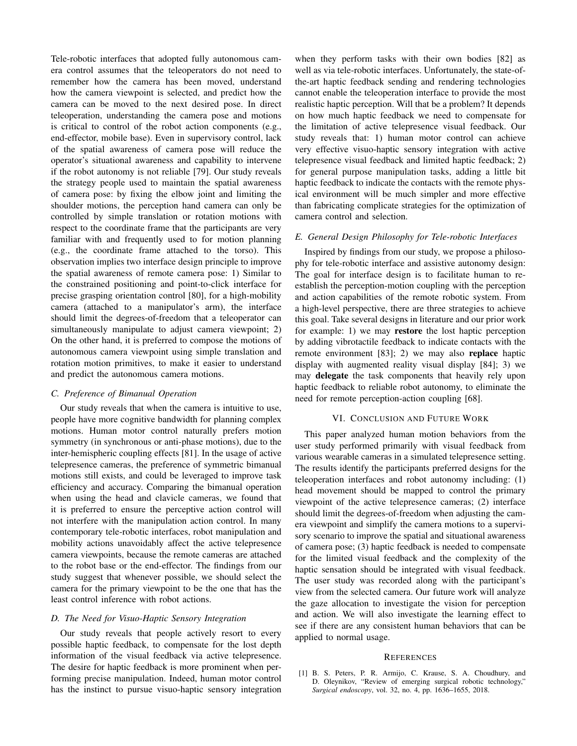Tele-robotic interfaces that adopted fully autonomous camera control assumes that the teleoperators do not need to remember how the camera has been moved, understand how the camera viewpoint is selected, and predict how the camera can be moved to the next desired pose. In direct teleoperation, understanding the camera pose and motions is critical to control of the robot action components (e.g., end-effector, mobile base). Even in supervisory control, lack of the spatial awareness of camera pose will reduce the operator's situational awareness and capability to intervene if the robot autonomy is not reliable [79]. Our study reveals the strategy people used to maintain the spatial awareness of camera pose: by fixing the elbow joint and limiting the shoulder motions, the perception hand camera can only be controlled by simple translation or rotation motions with respect to the coordinate frame that the participants are very familiar with and frequently used to for motion planning (e.g., the coordinate frame attached to the torso). This observation implies two interface design principle to improve the spatial awareness of remote camera pose: 1) Similar to the constrained positioning and point-to-click interface for precise grasping orientation control [80], for a high-mobility camera (attached to a manipulator's arm), the interface should limit the degrees-of-freedom that a teleoperator can simultaneously manipulate to adjust camera viewpoint; 2) On the other hand, it is preferred to compose the motions of autonomous camera viewpoint using simple translation and rotation motion primitives, to make it easier to understand and predict the autonomous camera motions.

### C. Preference of Bimanual Operation

Our study reveals that when the camera is intuitive to use, people have more cognitive bandwidth for planning complex motions. Human motor control naturally prefers motion symmetry (in synchronous or anti-phase motions), due to the inter-hemispheric coupling effects [81]. In the usage of active telepresence cameras, the preference of symmetric bimanual motions still exists, and could be leveraged to improve task efficiency and accuracy. Comparing the bimanual operation when using the head and clavicle cameras, we found that it is preferred to ensure the perceptive action control will not interfere with the manipulation action control. In many contemporary tele-robotic interfaces, robot manipulation and mobility actions unavoidably affect the active telepresence camera viewpoints, because the remote cameras are attached to the robot base or the end-effector. The findings from our study suggest that whenever possible, we should select the camera for the primary viewpoint to be the one that has the least control inference with robot actions.

### D. The Need for Visuo-Haptic Sensory Integration

Our study reveals that people actively resort to every possible haptic feedback, to compensate for the lost depth information of the visual feedback via active telepresence. The desire for haptic feedback is more prominent when performing precise manipulation. Indeed, human motor control has the instinct to pursue visuo-haptic sensory integration when they perform tasks with their own bodies [82] as well as via tele-robotic interfaces. Unfortunately, the state-of-the-art haptic feedback sending and rendering technologies cannot enable the teleoperation interface to provide the most realistic haptic perception. Will that be a problem? It depends on how much haptic feedback we need to compensate for the limitation of active telepresence visual feedback. Our study reveals that: 1) human motor control can achieve very effective visuo-haptic sensory integration with active telepresence visual feedback and limited haptic feedback; 2) for general purpose manipulation tasks, adding a little bit haptic feedback to indicate the contacts with the remote physical environment will be much simpler and more effective than fabricating complicate strategies for the optimization of camera control and selection.

### E. General Design Philosophy for Tele-robotic Interfaces

Inspired by findings from our study, we propose a philosophy for tele-robotic interface and assistive autonomy design: The goal for interface design is to facilitate human to re-establish the perception-motion coupling with the perception and action capabilities of the remote robotic system. From a high-level perspective, there are three strategies to achieve this goal. Take several designs in literature and our prior work for example: 1) we may **restore** the lost haptic perception by adding vibrotactile feedback to indicate contacts with the remote environment [83]; 2) we may also **replace** haptic display with augmented reality visual display [84]; 3) we may **delegate** the task components that heavily rely upon haptic feedback to reliable robot autonomy, to eliminate the need for remote perception-action coupling [68].

## VI. Conclusion and Future Work

This paper analyzed human motion behaviors from the user study performed primarily with visual feedback from various wearable cameras in a simulated telepresence setting. The results identify the participants preferred designs for the teleoperation interfaces and robot autonomy including: (1) head movement should be mapped to control the primary viewpoint of the active telepresence cameras; (2) interface should limit the degrees-of-freedom when adjusting the camera viewpoint and simplify the camera motions to a supervisory scenario to improve the spatial and situational awareness of camera pose; (3) haptic feedback is needed to compensate for the limited visual feedback and the complexity of the haptic sensation should be integrated with visual feedback. The user study was recorded along with the participant's view from the selected camera. Our future work will analyze the gaze allocation to investigate the vision for perception and action. We will also investigate the learning effect to see if there are any consistent human behaviors that can be applied to normal usage.

## References

[1] B. S. Peters, P. R. Armijo, C. Krause, S. A. Choudhury, and D. Oleynikov, "Review of emerging surgical robotic technology," *Surgical endoscopy*, vol. 32, no. 4, pp. 1636–1655, 2018.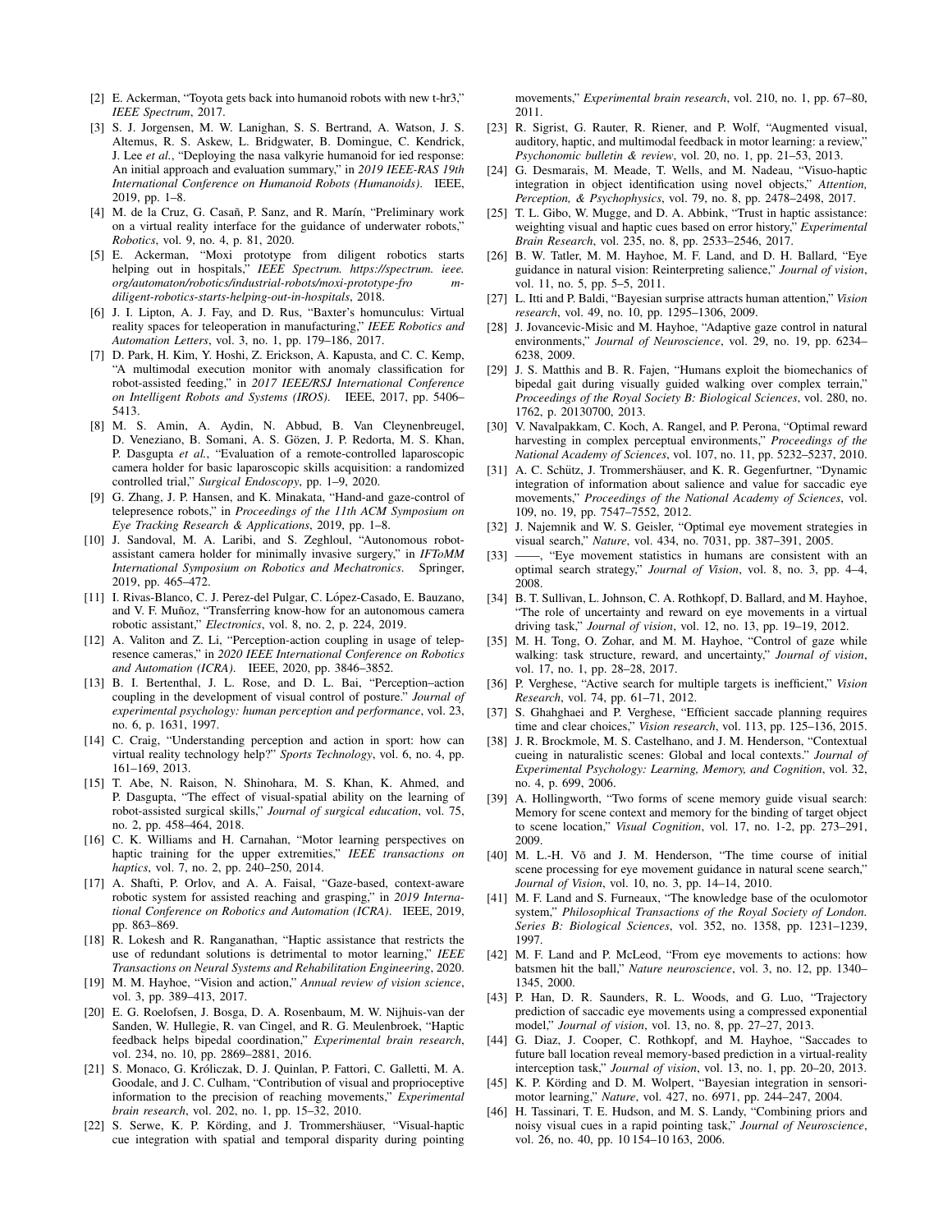[2] E. Ackerman, "Toyota gets back into humanoid robots with new t-hr3," *IEEE Spectrum*, 2017.

[3] S. J. Jorgensen, M. W. Lanighan, S. S. Bertrand, A. Watson, J. S. Altemus, R. S. Askew, L. Bridgwater, B. Domingue, C. Kendrick, J. Lee *et al.*, "Deploying the nasa valkyrie humanoid for ied response: An initial approach and evaluation summary," in *2019 IEEE-RAS 19th International Conference on Humanoid Robots (Humanoids)*. IEEE, 2019, pp. 1–8.

[4] M. de la Cruz, G. Casañ, P. Sanz, and R. Marín, "Preliminary work on a virtual reality interface for the guidance of underwater robots," *Robotics*, vol. 9, no. 4, p. 81, 2020.

[5] E. Ackerman, "Moxi prototype from diligent robotics starts helping out in hospitals," *IEEE Spectrum. https://spectrum. ieee. org/automaton/robotics/industrial-robots/moxi-prototype-fro m-diligent-robotics-starts-helping-out-in-hospitals*, 2018.

[6] J. I. Lipton, A. J. Fay, and D. Rus, "Baxter's homunculus: Virtual reality spaces for teleoperation in manufacturing," *IEEE Robotics and Automation Letters*, vol. 3, no. 1, pp. 179–186, 2017.

[7] D. Park, H. Kim, Y. Hoshi, Z. Erickson, A. Kapusta, and C. C. Kemp, "A multimodal execution monitor with anomaly classification for robot-assisted feeding," in *2017 IEEE/RSJ International Conference on Intelligent Robots and Systems (IROS)*. IEEE, 2017, pp. 5406–5413.

[8] M. S. Amin, A. Aydin, N. Abbud, B. Van Cleynenbreugel, D. Veneziano, B. Somani, A. S. Gözen, J. P. Redorta, M. S. Khan, P. Dasgupta *et al.*, "Evaluation of a remote-controlled laparoscopic camera holder for basic laparoscopic skills acquisition: a randomized controlled trial," *Surgical Endoscopy*, pp. 1–9, 2020.

[9] G. Zhang, J. P. Hansen, and K. Minakata, "Hand-and gaze-control of telepresence robots," in *Proceedings of the 11th ACM Symposium on Eye Tracking Research & Applications*, 2019, pp. 1–8.

[10] J. Sandoval, M. A. Laribi, and S. Zeghloul, "Autonomous robot-assistant camera holder for minimally invasive surgery," in *IFToMM International Symposium on Robotics and Mechatronics*. Springer, 2019, pp. 465–472.

[11] I. Rivas-Blanco, C. J. Perez-del Pulgar, C. López-Casado, E. Bauzano, and V. F. Muñoz, "Transferring know-how for an autonomous camera robotic assistant," *Electronics*, vol. 8, no. 2, p. 224, 2019.

[12] A. Valiton and Z. Li, "Perception-action coupling in usage of telepresence cameras," in *2020 IEEE International Conference on Robotics and Automation (ICRA)*. IEEE, 2020, pp. 3846–3852.

[13] B. I. Bertenthal, J. L. Rose, and D. L. Bai, "Perception–action coupling in the development of visual control of posture." *Journal of experimental psychology: human perception and performance*, vol. 23, no. 6, p. 1631, 1997.

[14] C. Craig, "Understanding perception and action in sport: how can virtual reality technology help?" *Sports Technology*, vol. 6, no. 4, pp. 161–169, 2013.

[15] T. Abe, N. Raison, N. Shinohara, M. S. Khan, K. Ahmed, and P. Dasgupta, "The effect of visual-spatial ability on the learning of robot-assisted surgical skills," *Journal of surgical education*, vol. 75, no. 2, pp. 458–464, 2018.

[16] C. K. Williams and H. Carnahan, "Motor learning perspectives on haptic training for the upper extremities," *IEEE transactions on haptics*, vol. 7, no. 2, pp. 240–250, 2014.

[17] A. Shafti, P. Orlov, and A. A. Faisal, "Gaze-based, context-aware robotic system for assisted reaching and grasping," in *2019 International Conference on Robotics and Automation (ICRA)*. IEEE, 2019, pp. 863–869.

[18] R. Lokesh and R. Ranganathan, "Haptic assistance that restricts the use of redundant solutions is detrimental to motor learning," *IEEE Transactions on Neural Systems and Rehabilitation Engineering*, 2020.

[19] M. M. Hayhoe, "Vision and action," *Annual review of vision science*, vol. 3, pp. 389–413, 2017.

[20] E. G. Roelofsen, J. Bosga, D. A. Rosenbaum, M. W. Nijhuis-van der Sanden, W. Hullegie, R. van Cingel, and R. G. Meulenbroek, "Haptic feedback helps bipedal coordination," *Experimental brain research*, vol. 234, no. 10, pp. 2869–2881, 2016.

[21] S. Monaco, G. Króliczak, D. J. Quinlan, P. Fattori, C. Galletti, M. A. Goodale, and J. C. Culham, "Contribution of visual and proprioceptive information to the precision of reaching movements," *Experimental brain research*, vol. 202, no. 1, pp. 15–32, 2010.

[22] S. Serwe, K. P. Körding, and J. Trommershäuser, "Visual-haptic cue integration with spatial and temporal disparity during pointing movements," *Experimental brain research*, vol. 210, no. 1, pp. 67–80, 2011.

[23] R. Sigrist, G. Rauter, R. Riener, and P. Wolf, "Augmented visual, auditory, haptic, and multimodal feedback in motor learning: a review," *Psychonomic bulletin & review*, vol. 20, no. 1, pp. 21–53, 2013.

[24] G. Desmarais, M. Meade, T. Wells, and M. Nadeau, "Visuo-haptic integration in object identification using novel objects," *Attention, Perception, & Psychophysics*, vol. 79, no. 8, pp. 2478–2498, 2017.

[25] T. L. Gibo, W. Mugge, and D. A. Abbink, "Trust in haptic assistance: weighting visual and haptic cues based on error history," *Experimental Brain Research*, vol. 235, no. 8, pp. 2533–2546, 2017.

[26] B. W. Tatler, M. M. Hayhoe, M. F. Land, and D. H. Ballard, "Eye guidance in natural vision: Reinterpreting salience," *Journal of vision*, vol. 11, no. 5, pp. 5–5, 2011.

[27] L. Itti and P. Baldi, "Bayesian surprise attracts human attention," *Vision research*, vol. 49, no. 10, pp. 1295–1306, 2009.

[28] J. Jovancevic-Misic and M. Hayhoe, "Adaptive gaze control in natural environments," *Journal of Neuroscience*, vol. 29, no. 19, pp. 6234–6238, 2009.

[29] J. S. Matthis and B. R. Fajen, "Humans exploit the biomechanics of bipedal gait during visually guided walking over complex terrain," *Proceedings of the Royal Society B: Biological Sciences*, vol. 280, no. 1762, p. 20130700, 2013.

[30] V. Navalpakkam, C. Koch, A. Rangel, and P. Perona, "Optimal reward harvesting in complex perceptual environments," *Proceedings of the National Academy of Sciences*, vol. 107, no. 11, pp. 5232–5237, 2010.

[31] A. C. Schütz, J. Trommershäuser, and K. R. Gegenfurtner, "Dynamic integration of information about salience and value for saccadic eye movements," *Proceedings of the National Academy of Sciences*, vol. 109, no. 19, pp. 7547–7552, 2012.

[32] J. Najemnik and W. S. Geisler, "Optimal eye movement strategies in visual search," *Nature*, vol. 434, no. 7031, pp. 387–391, 2005.

[33] ——, "Eye movement statistics in humans are consistent with an optimal search strategy," *Journal of Vision*, vol. 8, no. 3, pp. 4–4, 2008.

[34] B. T. Sullivan, L. Johnson, C. A. Rothkopf, D. Ballard, and M. Hayhoe, "The role of uncertainty and reward on eye movements in a virtual driving task," *Journal of vision*, vol. 12, no. 13, pp. 19–19, 2012.

[35] M. H. Tong, O. Zohar, and M. M. Hayhoe, "Control of gaze while walking: task structure, reward, and uncertainty," *Journal of vision*, vol. 17, no. 1, pp. 28–28, 2017.

[36] P. Verghese, "Active search for multiple targets is inefficient," *Vision Research*, vol. 74, pp. 61–71, 2012.

[37] S. Ghahghaei and P. Verghese, "Efficient saccade planning requires time and clear choices," *Vision research*, vol. 113, pp. 125–136, 2015.

[38] J. R. Brockmole, M. S. Castelhano, and J. M. Henderson, "Contextual cueing in naturalistic scenes: Global and local contexts." *Journal of Experimental Psychology: Learning, Memory, and Cognition*, vol. 32, no. 4, p. 699, 2006.

[39] A. Hollingworth, "Two forms of scene memory guide visual search: Memory for scene context and memory for the binding of target object to scene location," *Visual Cognition*, vol. 17, no. 1-2, pp. 273–291, 2009.

[40] M. L.-H. Võ and J. M. Henderson, "The time course of initial scene processing for eye movement guidance in natural scene search," *Journal of Vision*, vol. 10, no. 3, pp. 14–14, 2010.

[41] M. F. Land and S. Furneaux, "The knowledge base of the oculomotor system," *Philosophical Transactions of the Royal Society of London. Series B: Biological Sciences*, vol. 352, no. 1358, pp. 1231–1239, 1997.

[42] M. F. Land and P. McLeod, "From eye movements to actions: how batsmen hit the ball," *Nature neuroscience*, vol. 3, no. 12, pp. 1340–1345, 2000.

[43] P. Han, D. R. Saunders, R. L. Woods, and G. Luo, "Trajectory prediction of saccadic eye movements using a compressed exponential model," *Journal of vision*, vol. 13, no. 8, pp. 27–27, 2013.

[44] G. Diaz, J. Cooper, C. Rothkopf, and M. Hayhoe, "Saccades to future ball location reveal memory-based prediction in a virtual-reality interception task," *Journal of vision*, vol. 13, no. 1, pp. 20–20, 2013.

[45] K. P. Körding and D. M. Wolpert, "Bayesian integration in sensorimotor learning," *Nature*, vol. 427, no. 6971, pp. 244–247, 2004.

[46] H. Tassinari, T. E. Hudson, and M. S. Landy, "Combining priors and noisy visual cues in a rapid pointing task," *Journal of Neuroscience*, vol. 26, no. 40, pp. 10 154–10 163, 2006.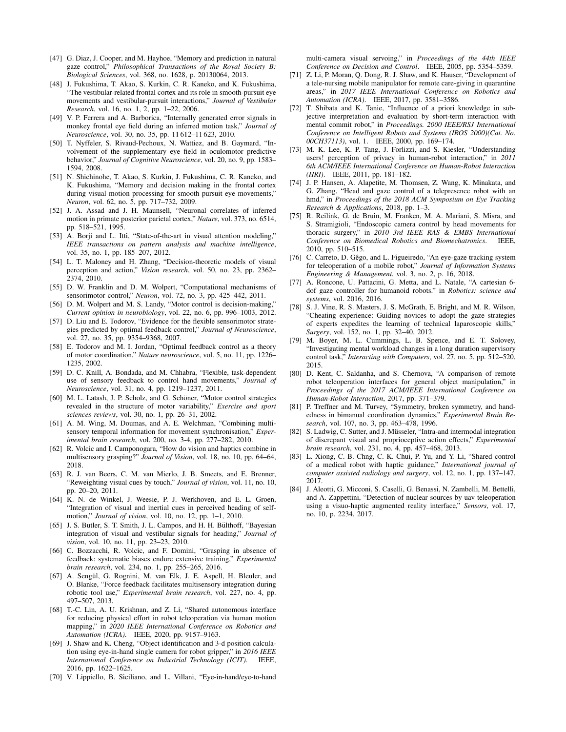[47] G. Diaz, J. Cooper, and M. Hayhoe, "Memory and prediction in natural gaze control," *Philosophical Transactions of the Royal Society B: Biological Sciences*, vol. 368, no. 1628, p. 20130064, 2013.

[48] J. Fukushima, T. Akao, S. Kurkin, C. R. Kaneko, and K. Fukushima, "The vestibular-related frontal cortex and its role in smooth-pursuit eye movements and vestibular-pursuit interactions," *Journal of Vestibular Research*, vol. 16, no. 1, 2, pp. 1–22, 2006.

[49] V. P. Ferrera and A. Barborica, "Internally generated error signals in monkey frontal eye field during an inferred motion task," *Journal of Neuroscience*, vol. 30, no. 35, pp. 11 612–11 623, 2010.

[50] T. Nyffeler, S. Rivaud-Pechoux, N. Wattiez, and B. Gaymard, "Involvement of the supplementary eye field in oculomotor predictive behavior," *Journal of Cognitive Neuroscience*, vol. 20, no. 9, pp. 1583–1594, 2008.

[51] N. Shichinohe, T. Akao, S. Kurkin, J. Fukushima, C. R. Kaneko, and K. Fukushima, "Memory and decision making in the frontal cortex during visual motion processing for smooth pursuit eye movements," *Neuron*, vol. 62, no. 5, pp. 717–732, 2009.

[52] J. A. Assad and J. H. Maunsell, "Neuronal correlates of inferred motion in primate posterior parietal cortex," *Nature*, vol. 373, no. 6514, pp. 518–521, 1995.

[53] A. Borji and L. Itti, "State-of-the-art in visual attention modeling," *IEEE transactions on pattern analysis and machine intelligence*, vol. 35, no. 1, pp. 185–207, 2012.

[54] L. T. Maloney and H. Zhang, "Decision-theoretic models of visual perception and action," *Vision research*, vol. 50, no. 23, pp. 2362–2374, 2010.

[55] D. W. Franklin and D. M. Wolpert, "Computational mechanisms of sensorimotor control," *Neuron*, vol. 72, no. 3, pp. 425–442, 2011.

[56] D. M. Wolpert and M. S. Landy, "Motor control is decision-making," *Current opinion in neurobiology*, vol. 22, no. 6, pp. 996–1003, 2012.

[57] D. Liu and E. Todorov, "Evidence for the flexible sensorimotor strategies predicted by optimal feedback control," *Journal of Neuroscience*, vol. 27, no. 35, pp. 9354–9368, 2007.

[58] E. Todorov and M. I. Jordan, "Optimal feedback control as a theory of motor coordination," *Nature neuroscience*, vol. 5, no. 11, pp. 1226–1235, 2002.

[59] D. C. Knill, A. Bondada, and M. Chhabra, "Flexible, task-dependent use of sensory feedback to control hand movements," *Journal of Neuroscience*, vol. 31, no. 4, pp. 1219–1237, 2011.

[60] M. L. Latash, J. P. Scholz, and G. Schöner, "Motor control strategies revealed in the structure of motor variability," *Exercise and sport sciences reviews*, vol. 30, no. 1, pp. 26–31, 2002.

[61] A. M. Wing, M. Doumas, and A. E. Welchman, "Combining multisensory temporal information for movement synchronisation," *Experimental brain research*, vol. 200, no. 3-4, pp. 277–282, 2010.

[62] R. Volcic and I. Camponogara, "How do vision and haptics combine in multisensory grasping?" *Journal of Vision*, vol. 18, no. 10, pp. 64–64, 2018.

[63] R. J. van Beers, C. M. van Mierlo, J. B. Smeets, and E. Brenner, "Reweighting visual cues by touch," *Journal of vision*, vol. 11, no. 10, pp. 20–20, 2011.

[64] K. N. de Winkel, J. Weesie, P. J. Werkhoven, and E. L. Groen, "Integration of visual and inertial cues in perceived heading of self-motion," *Journal of vision*, vol. 10, no. 12, pp. 1–1, 2010.

[65] J. S. Butler, S. T. Smith, J. L. Campos, and H. H. Bülthoff, "Bayesian integration of visual and vestibular signals for heading," *Journal of vision*, vol. 10, no. 11, pp. 23–23, 2010.

[66] C. Bozzacchi, R. Volcic, and F. Domini, "Grasping in absence of feedback: systematic biases endure extensive training," *Experimental brain research*, vol. 234, no. 1, pp. 255–265, 2016.

[67] A. Sengül, G. Rognini, M. van Elk, J. E. Aspell, H. Bleuler, and O. Blanke, "Force feedback facilitates multisensory integration during robotic tool use," *Experimental brain research*, vol. 227, no. 4, pp. 497–507, 2013.

[68] T.-C. Lin, A. U. Krishnan, and Z. Li, "Shared autonomous interface for reducing physical effort in robot teleoperation via human motion mapping," in *2020 IEEE International Conference on Robotics and Automation (ICRA)*. IEEE, 2020, pp. 9157–9163.

[69] J. Shaw and K. Cheng, "Object identification and 3-d position calculation using eye-in-hand single camera for robot gripper," in *2016 IEEE International Conference on Industrial Technology (ICIT)*. IEEE, 2016, pp. 1622–1625.

[70] V. Lippiello, B. Siciliano, and L. Villani, "Eye-in-hand/eye-to-hand multi-camera visual servoing," in *Proceedings of the 44th IEEE Conference on Decision and Control*. IEEE, 2005, pp. 5354–5359.

[71] Z. Li, P. Moran, Q. Dong, R. J. Shaw, and K. Hauser, "Development of a tele-nursing mobile manipulator for remote care-giving in quarantine areas," in *2017 IEEE International Conference on Robotics and Automation (ICRA)*. IEEE, 2017, pp. 3581–3586.

[72] T. Shibata and K. Tanie, "Influence of a priori knowledge in subjective interpretation and evaluation by short-term interaction with mental commit robot," in *Proceedings. 2000 IEEE/RSJ International Conference on Intelligent Robots and Systems (IROS 2000)(Cat. No. 00CH37113)*, vol. 1. IEEE, 2000, pp. 169–174.

[73] M. K. Lee, K. P. Tang, J. Forlizzi, and S. Kiesler, "Understanding users! perception of privacy in human-robot interaction," in *2011 6th ACM/IEEE International Conference on Human-Robot Interaction (HRI)*. IEEE, 2011, pp. 181–182.

[74] J. P. Hansen, A. Alapetite, M. Thomsen, Z. Wang, K. Minakata, and G. Zhang, "Head and gaze control of a telepresence robot with an hmd," in *Proceedings of the 2018 ACM Symposium on Eye Tracking Research & Applications*, 2018, pp. 1–3.

[75] R. Reilink, G. de Bruin, M. Franken, M. A. Mariani, S. Misra, and S. Stramigioli, "Endoscopic camera control by head movements for thoracic surgery," in *2010 3rd IEEE RAS & EMBS International Conference on Biomedical Robotics and Biomechatronics*. IEEE, 2010, pp. 510–515.

[76] C. Carreto, D. Gêgo, and L. Figueiredo, "An eye-gaze tracking system for teleoperation of a mobile robot," *Journal of Information Systems Engineering & Management*, vol. 3, no. 2, p. 16, 2018.

[77] A. Roncone, U. Pattacini, G. Metta, and L. Natale, "A cartesian 6-dof gaze controller for humanoid robots." in *Robotics: science and systems*, vol. 2016, 2016.

[78] S. J. Vine, R. S. Masters, J. S. McGrath, E. Bright, and M. R. Wilson, "Cheating experience: Guiding novices to adopt the gaze strategies of experts expedites the learning of technical laparoscopic skills," *Surgery*, vol. 152, no. 1, pp. 32–40, 2012.

[79] M. Boyer, M. L. Cummings, L. B. Spence, and E. T. Solovey, "Investigating mental workload changes in a long duration supervisory control task," *Interacting with Computers*, vol. 27, no. 5, pp. 512–520, 2015.

[80] D. Kent, C. Saldanha, and S. Chernova, "A comparison of remote robot teleoperation interfaces for general object manipulation," in *Proceedings of the 2017 ACM/IEEE International Conference on Human-Robot Interaction*, 2017, pp. 371–379.

[81] P. Treffner and M. Turvey, "Symmetry, broken symmetry, and handedness in bimanual coordination dynamics," *Experimental Brain Research*, vol. 107, no. 3, pp. 463–478, 1996.

[82] S. Ladwig, C. Sutter, and J. Müsseler, "Intra-and intermodal integration of discrepant visual and proprioceptive action effects," *Experimental brain research*, vol. 231, no. 4, pp. 457–468, 2013.

[83] L. Xiong, C. B. Chng, C. K. Chui, P. Yu, and Y. Li, "Shared control of a medical robot with haptic guidance," *International journal of computer assisted radiology and surgery*, vol. 12, no. 1, pp. 137–147, 2017.

[84] J. Aleotti, G. Micconi, S. Caselli, G. Benassi, N. Zambelli, M. Bettelli, and A. Zappettini, "Detection of nuclear sources by uav teleoperation using a visuo-haptic augmented reality interface," *Sensors*, vol. 17, no. 10, p. 2234, 2017.